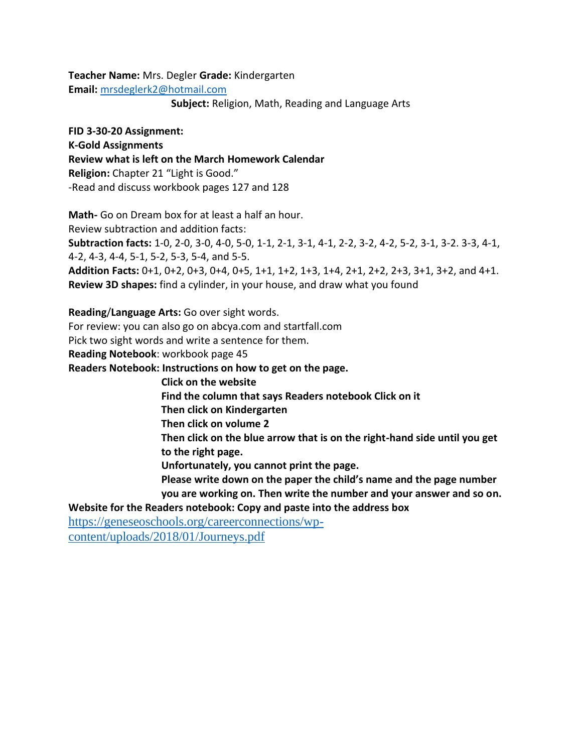**Teacher Name:** Mrs. Degler **Grade:** Kindergarten
**Email:** mrsdeglerk2@hotmail.com
**Subject:** Religion, Math, Reading and Language Arts

**FID 3-30-20 Assignment:**
**K-Gold Assignments**
**Review what is left on the March Homework Calendar**
**Religion:** Chapter 21 "Light is Good."
-Read and discuss workbook pages 127 and 128

**Math-** Go on Dream box for at least a half an hour.
Review subtraction and addition facts:
**Subtraction facts:** 1-0, 2-0, 3-0, 4-0, 5-0, 1-1, 2-1, 3-1, 4-1, 2-2, 3-2, 4-2, 5-2, 3-1, 3-2. 3-3, 4-1, 4-2, 4-3, 4-4, 5-1, 5-2, 5-3, 5-4, and 5-5.
**Addition Facts:** 0+1, 0+2, 0+3, 0+4, 0+5, 1+1, 1+2, 1+3, 1+4, 2+1, 2+2, 2+3, 3+1, 3+2, and 4+1.
**Review 3D shapes:** find a cylinder, in your house, and draw what you found

**Reading/Language Arts:** Go over sight words.
For review: you can also go on abcya.com and startfall.com
Pick two sight words and write a sentence for them.
**Reading Notebook**: workbook page 45
**Readers Notebook: Instructions on how to get on the page.**

**Click on the website**
**Find the column that says Readers notebook Click on it**
**Then click on Kindergarten**
**Then click on volume 2**
**Then click on the blue arrow that is on the right-hand side until you get to the right page.**
**Unfortunately, you cannot print the page.**
**Please write down on the paper the child's name and the page number you are working on. Then write the number and your answer and so on.**

**Website for the Readers notebook: Copy and paste into the address box**
https://geneseoschools.org/careerconnections/wp-content/uploads/2018/01/Journeys.pdf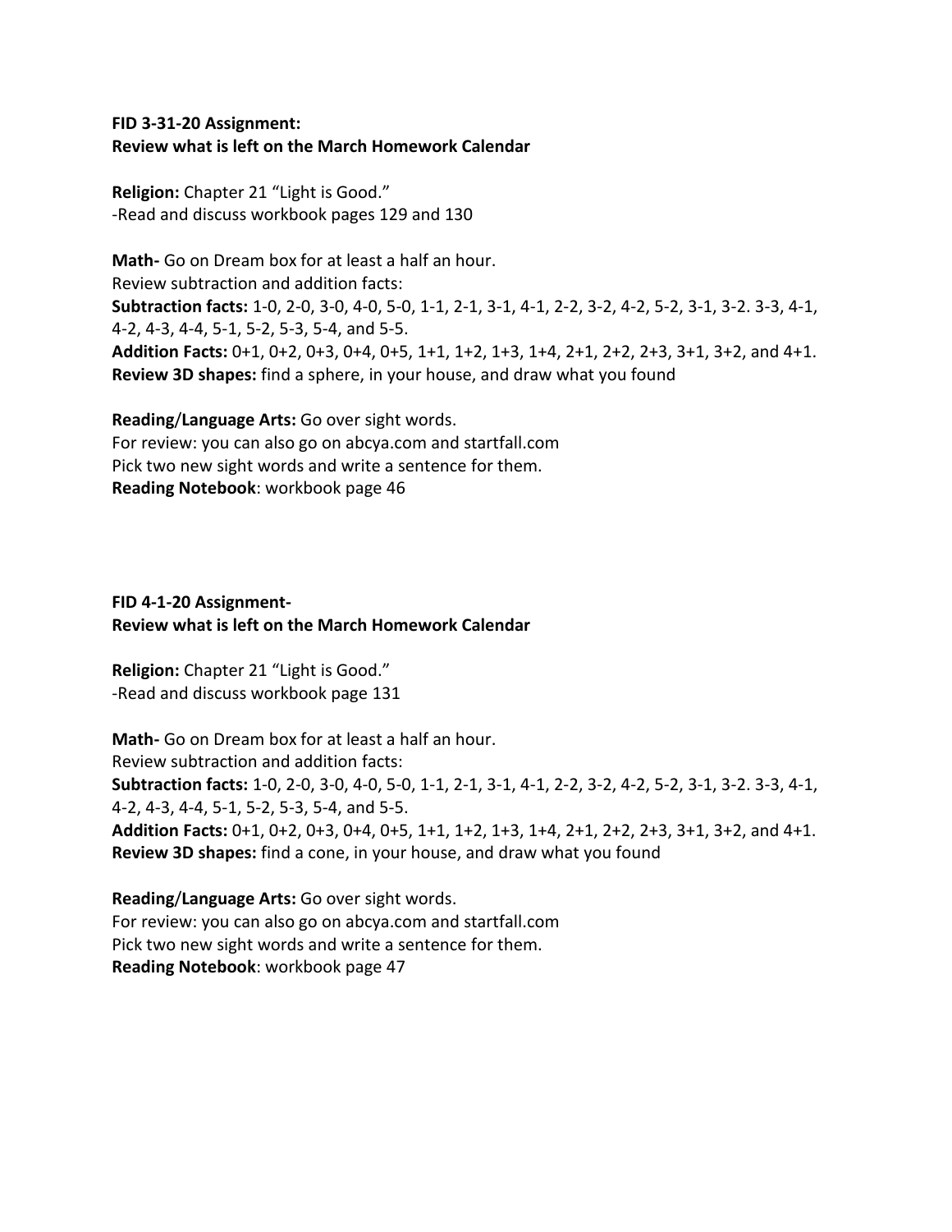**FID 3-31-20 Assignment:**
**Review what is left on the March Homework Calendar**

**Religion:** Chapter 21 "Light is Good."
-Read and discuss workbook pages 129 and 130

**Math-** Go on Dream box for at least a half an hour.
Review subtraction and addition facts:
**Subtraction facts:** 1-0, 2-0, 3-0, 4-0, 5-0, 1-1, 2-1, 3-1, 4-1, 2-2, 3-2, 4-2, 5-2, 3-1, 3-2. 3-3, 4-1, 4-2, 4-3, 4-4, 5-1, 5-2, 5-3, 5-4, and 5-5.
**Addition Facts:** 0+1, 0+2, 0+3, 0+4, 0+5, 1+1, 1+2, 1+3, 1+4, 2+1, 2+2, 2+3, 3+1, 3+2, and 4+1.
**Review 3D shapes:** find a sphere, in your house, and draw what you found

**Reading**/**Language Arts:** Go over sight words.
For review: you can also go on abcya.com and startfall.com
Pick two new sight words and write a sentence for them.
**Reading Notebook**: workbook page 46

**FID 4-1-20 Assignment-**
**Review what is left on the March Homework Calendar**

**Religion:** Chapter 21 "Light is Good."
-Read and discuss workbook page 131

**Math-** Go on Dream box for at least a half an hour.
Review subtraction and addition facts:
**Subtraction facts:** 1-0, 2-0, 3-0, 4-0, 5-0, 1-1, 2-1, 3-1, 4-1, 2-2, 3-2, 4-2, 5-2, 3-1, 3-2. 3-3, 4-1, 4-2, 4-3, 4-4, 5-1, 5-2, 5-3, 5-4, and 5-5.
**Addition Facts:** 0+1, 0+2, 0+3, 0+4, 0+5, 1+1, 1+2, 1+3, 1+4, 2+1, 2+2, 2+3, 3+1, 3+2, and 4+1.
**Review 3D shapes:** find a cone, in your house, and draw what you found

**Reading**/**Language Arts:** Go over sight words.
For review: you can also go on abcya.com and startfall.com
Pick two new sight words and write a sentence for them.
**Reading Notebook**: workbook page 47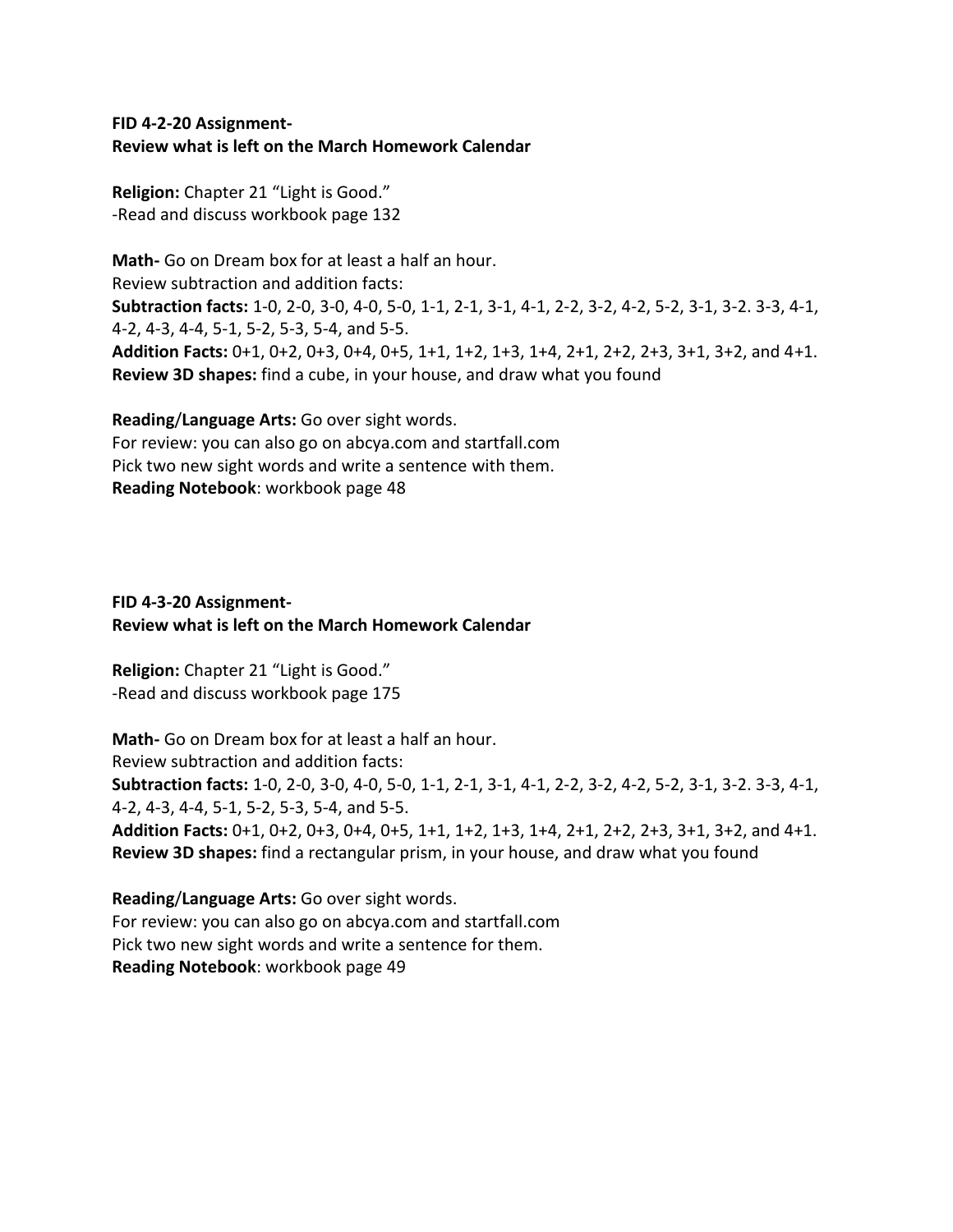**FID 4-2-20 Assignment-**
**Review what is left on the March Homework Calendar**

**Religion:** Chapter 21 "Light is Good."
-Read and discuss workbook page 132

**Math-** Go on Dream box for at least a half an hour.
Review subtraction and addition facts:
**Subtraction facts:** 1-0, 2-0, 3-0, 4-0, 5-0, 1-1, 2-1, 3-1, 4-1, 2-2, 3-2, 4-2, 5-2, 3-1, 3-2. 3-3, 4-1, 4-2, 4-3, 4-4, 5-1, 5-2, 5-3, 5-4, and 5-5.
**Addition Facts:** 0+1, 0+2, 0+3, 0+4, 0+5, 1+1, 1+2, 1+3, 1+4, 2+1, 2+2, 2+3, 3+1, 3+2, and 4+1.
**Review 3D shapes:** find a cube, in your house, and draw what you found

**Reading**/**Language Arts:** Go over sight words.
For review: you can also go on abcya.com and startfall.com
Pick two new sight words and write a sentence with them.
**Reading Notebook**: workbook page 48

**FID 4-3-20 Assignment-**
**Review what is left on the March Homework Calendar**

**Religion:** Chapter 21 "Light is Good."
-Read and discuss workbook page 175

**Math-** Go on Dream box for at least a half an hour.
Review subtraction and addition facts:
**Subtraction facts:** 1-0, 2-0, 3-0, 4-0, 5-0, 1-1, 2-1, 3-1, 4-1, 2-2, 3-2, 4-2, 5-2, 3-1, 3-2. 3-3, 4-1, 4-2, 4-3, 4-4, 5-1, 5-2, 5-3, 5-4, and 5-5.
**Addition Facts:** 0+1, 0+2, 0+3, 0+4, 0+5, 1+1, 1+2, 1+3, 1+4, 2+1, 2+2, 2+3, 3+1, 3+2, and 4+1.
**Review 3D shapes:** find a rectangular prism, in your house, and draw what you found

**Reading**/**Language Arts:** Go over sight words.
For review: you can also go on abcya.com and startfall.com
Pick two new sight words and write a sentence for them.
**Reading Notebook**: workbook page 49